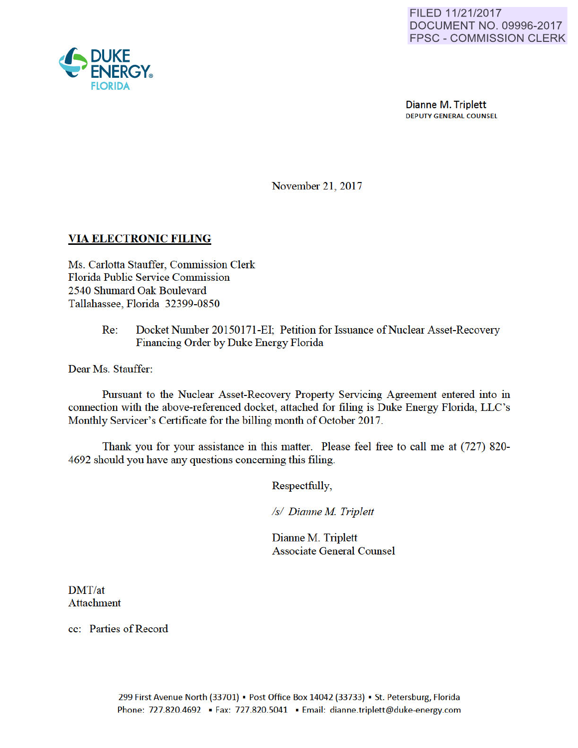FILED 11/21/2017
DOCUMENT NO. 09996-2017
FPSC - COMMISSION CLERK

DUKE ENERGY.
FLORIDA

Dianne M. Triplett
DEPUTY GENERAL COUNSEL

November 21, 2017

**VIA ELECTRONIC FILING**

Ms. Carlotta Stauffer, Commission Clerk
Florida Public Service Commission
2540 Shumard Oak Boulevard
Tallahassee, Florida 32399-0850

Re: Docket Number 20150171-EI; Petition for Issuance of Nuclear Asset-Recovery Financing Order by Duke Energy Florida

Dear Ms. Stauffer:

Pursuant to the Nuclear Asset-Recovery Property Servicing Agreement entered into in connection with the above-referenced docket, attached for filing is Duke Energy Florida, LLC's Monthly Servicer's Certificate for the billing month of October 2017.

Thank you for your assistance in this matter. Please feel free to call me at (727) 820-4692 should you have any questions concerning this filing.

Respectfully,

*/s/ Dianne M. Triplett*

Dianne M. Triplett
Associate General Counsel

DMT/at
Attachment

cc: Parties of Record

299 First Avenue North (33701) ▪ Post Office Box 14042 (33733) ▪ St. Petersburg, Florida
Phone: 727.820.4692 ▪ Fax: 727.820.5041 ▪ Email: dianne.triplett@duke-energy.com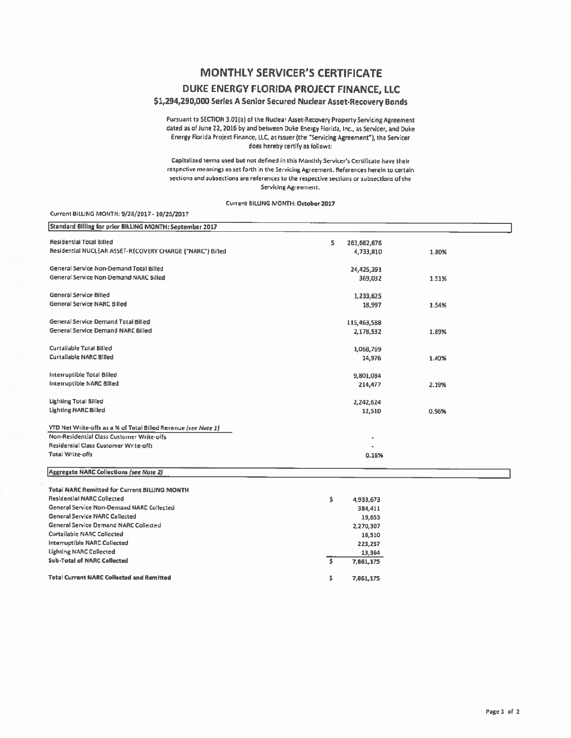# MONTHLY SERVICER'S CERTIFICATE

## DUKE ENERGY FLORIDA PROJECT FINANCE, LLC

### $1,294,290,000 Series A Senior Secured Nuclear Asset-Recovery Bonds

Pursuant to SECTION 3.01(b) of the Nuclear Asset-Recovery Property Servicing Agreement dated as of June 22, 2016 by and between Duke Energy Florida, Inc., as Servicer, and Duke Energy Florida Project Finance, LLC, as Issuer (the "Servicing Agreement"), the Servicer does hereby certify as follows:

Capitalized terms used but not defined in this Monthly Servicer's Certificate have their respective meanings as set forth in the Servicing Agreement. References herein to certain sections and subsections are references to the respective sections or subsections of the Servicing Agreement.

Current BILLING MONTH: October 2017

Current BILLING MONTH: 9/28/2017 - 10/26/2017

| Standard Billing for prior BILLING MONTH: September 2017 | | |
|---|---|---|
| Residential Total Billed | $ 263,662,676 | |
| Residential NUCLEAR ASSET-RECOVERY CHARGE ("NARC") Billed | 4,733,810 | 1.80% |
| General Service Non-Demand Total Billed | 24,425,391 | |
| General Service Non-Demand NARC Billed | 369,032 | 1.51% |
| General Service Billed | 1,233,625 | |
| General Service NARC Billed | 18,997 | 1.54% |
| General Service Demand Total Billed | 115,463,588 | |
| General Service Demand NARC Billed | 2,178,532 | 1.89% |
| Curtailable Total Billed | 1,068,769 | |
| Curtailable NARC Billed | 14,976 | 1.40% |
| Interruptible Total Billed | 9,801,084 | |
| Interruptible NARC Billed | 214,477 | 2.19% |
| Lighting Total Billed | 2,242,624 | |
| Lighting NARC Billed | 12,510 | 0.56% |
| YTD Net Write-offs as a % of Total Billed Revenue *(see Note 1)* | | |
| Non-Residential Class Customer Write-offs | - | |
| Residential Class Customer Write-offs | - | |
| Total Write-offs | 0.16% | |

| Aggregate NARC Collections *(see Note 2)* | |
|---|---|
| **Total NARC Remitted for Current BILLING MONTH** | |
| Residential NARC Collected | $ 4,933,673 |
| General Service Non-Demand NARC Collected | 384,411 |
| General Service NARC Collected | 19,653 |
| General Service Demand NARC Collected | 2,270,307 |
| Curtailable NARC Collected | 16,510 |
| Interruptible NARC Collected | 223,257 |
| Lighting NARC Collected | 13,364 |
| **Sub-Total of NARC Collected** | $ 7,861,175 |
| **Total Current NARC Collected and Remitted** | $ 7,861,175 |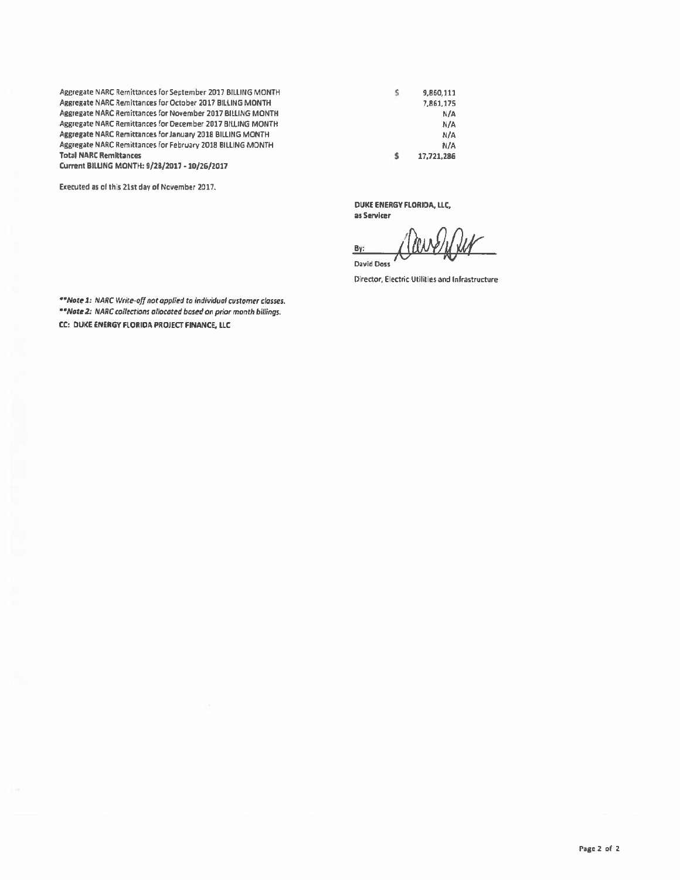| | | |
|---|---|---|
| Aggregate NARC Remittances for September 2017 BILLING MONTH | $ | 9,860,111 |
| Aggregate NARC Remittances for October 2017 BILLING MONTH | | 7,861,175 |
| Aggregate NARC Remittances for November 2017 BILLING MONTH | | N/A |
| Aggregate NARC Remittances for December 2017 BILLING MONTH | | N/A |
| Aggregate NARC Remittances for January 2018 BILLING MONTH | | N/A |
| Aggregate NARC Remittances for February 2018 BILLING MONTH | | N/A |
| **Total NARC Remittances** | **$** | **17,721,286** |
| **Current BILLING MONTH: 9/28/2017 - 10/26/2017** | | |

Executed as of this 21st day of November 2017.

**DUKE ENERGY FLORIDA, LLC,**
**as Servicer**

By: ______________________
David Doss

Director, Electric Utilities and Infrastructure

***\*Note 1:** NARC Write-off not applied to individual customer classes.*
***\*Note 2:** NARC collections allocated based on prior month billings.*

**CC: DUKE ENERGY FLORIDA PROJECT FINANCE, LLC**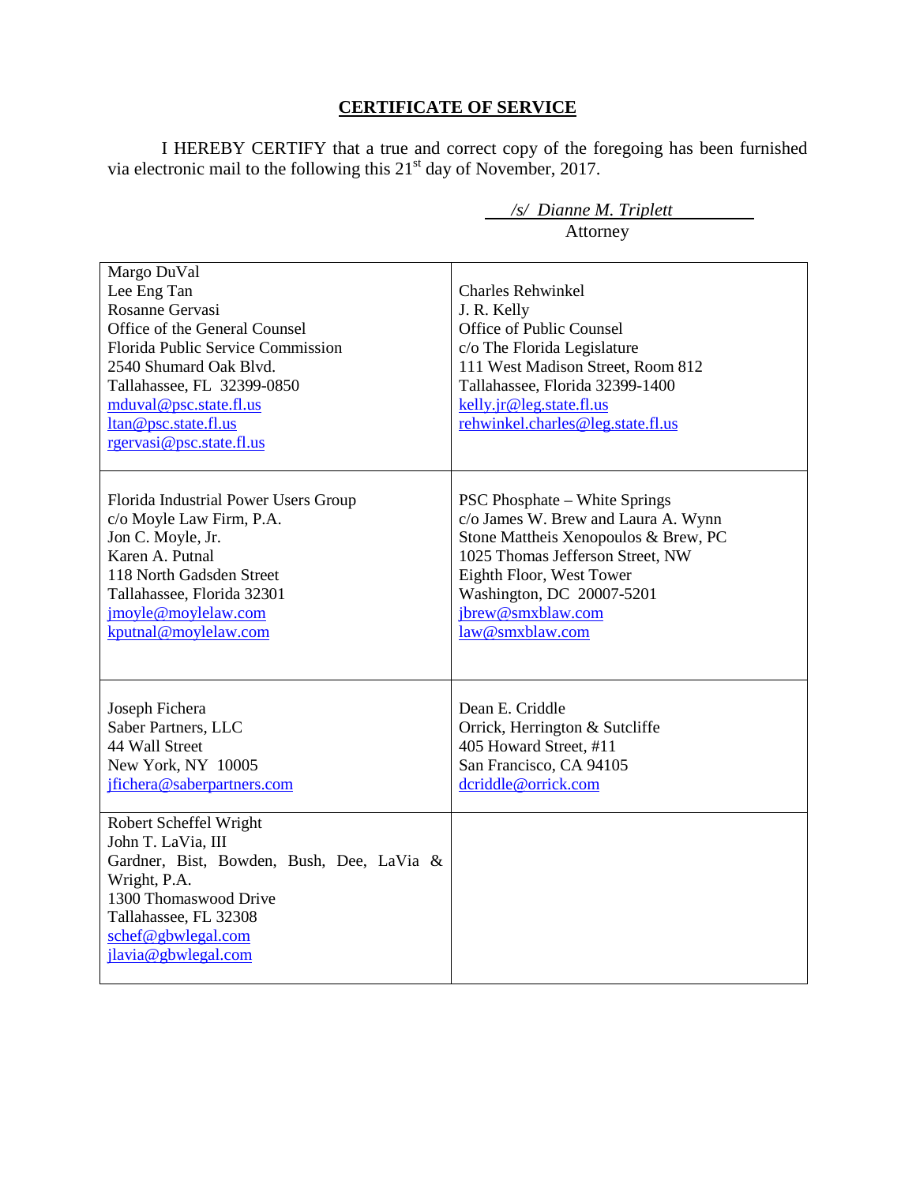## CERTIFICATE OF SERVICE

I HEREBY CERTIFY that a true and correct copy of the foregoing has been furnished via electronic mail to the following this 21st day of November, 2017.

*/s/ Dianne M. Triplett*
Attorney

| | |
|---|---|
| Margo DuVal<br>Lee Eng Tan<br>Rosanne Gervasi<br>Office of the General Counsel<br>Florida Public Service Commission<br>2540 Shumard Oak Blvd.<br>Tallahassee, FL 32399-0850<br>mduval@psc.state.fl.us<br>ltan@psc.state.fl.us<br>rgervasi@psc.state.fl.us | Charles Rehwinkel<br>J. R. Kelly<br>Office of Public Counsel<br>c/o The Florida Legislature<br>111 West Madison Street, Room 812<br>Tallahassee, Florida 32399-1400<br>kelly.jr@leg.state.fl.us<br>rehwinkel.charles@leg.state.fl.us |
| Florida Industrial Power Users Group<br>c/o Moyle Law Firm, P.A.<br>Jon C. Moyle, Jr.<br>Karen A. Putnal<br>118 North Gadsden Street<br>Tallahassee, Florida 32301<br>jmoyle@moylelaw.com<br>kputnal@moylelaw.com | PSC Phosphate – White Springs<br>c/o James W. Brew and Laura A. Wynn<br>Stone Mattheis Xenopoulos & Brew, PC<br>1025 Thomas Jefferson Street, NW<br>Eighth Floor, West Tower<br>Washington, DC 20007-5201<br>jbrew@smxblaw.com<br>law@smxblaw.com |
| Joseph Fichera<br>Saber Partners, LLC<br>44 Wall Street<br>New York, NY 10005<br>jfichera@saberpartners.com | Dean E. Criddle<br>Orrick, Herrington & Sutcliffe<br>405 Howard Street, #11<br>San Francisco, CA 94105<br>dcriddle@orrick.com |
| Robert Scheffel Wright<br>John T. LaVia, III<br>Gardner, Bist, Bowden, Bush, Dee, LaVia & Wright, P.A.<br>1300 Thomaswood Drive<br>Tallahassee, FL 32308<br>schef@gbwlegal.com<br>jlavia@gbwlegal.com | |